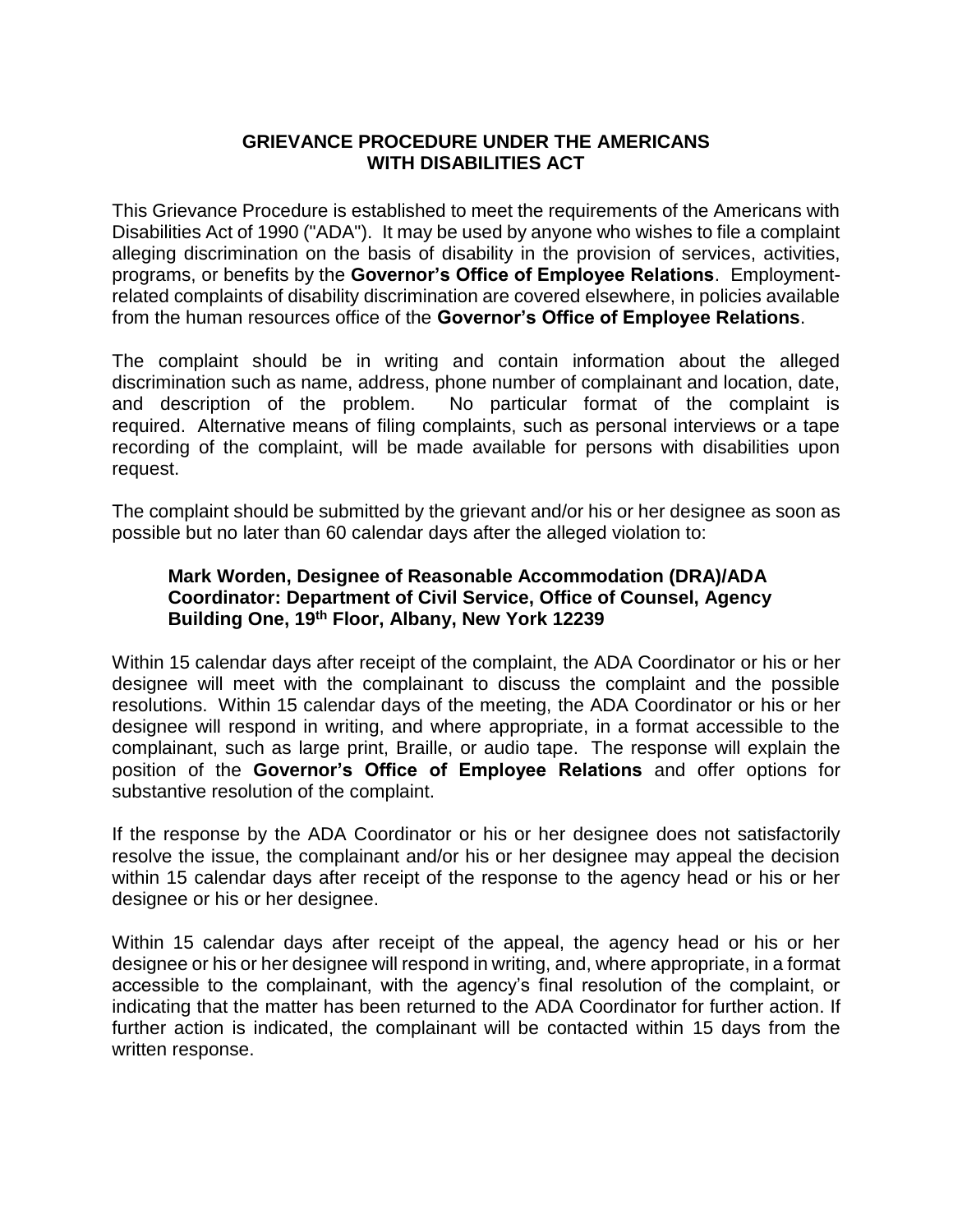# GRIEVANCE PROCEDURE UNDER THE AMERICANS WITH DISABILITIES ACT

This Grievance Procedure is established to meet the requirements of the Americans with Disabilities Act of 1990 ("ADA"). It may be used by anyone who wishes to file a complaint alleging discrimination on the basis of disability in the provision of services, activities, programs, or benefits by the **Governor's Office of Employee Relations**. Employment-related complaints of disability discrimination are covered elsewhere, in policies available from the human resources office of the **Governor's Office of Employee Relations**.

The complaint should be in writing and contain information about the alleged discrimination such as name, address, phone number of complainant and location, date, and description of the problem. No particular format of the complaint is required. Alternative means of filing complaints, such as personal interviews or a tape recording of the complaint, will be made available for persons with disabilities upon request.

The complaint should be submitted by the grievant and/or his or her designee as soon as possible but no later than 60 calendar days after the alleged violation to:

> **Mark Worden, Designee of Reasonable Accommodation (DRA)/ADA Coordinator: Department of Civil Service, Office of Counsel, Agency Building One, 19th Floor, Albany, New York 12239**

Within 15 calendar days after receipt of the complaint, the ADA Coordinator or his or her designee will meet with the complainant to discuss the complaint and the possible resolutions. Within 15 calendar days of the meeting, the ADA Coordinator or his or her designee will respond in writing, and where appropriate, in a format accessible to the complainant, such as large print, Braille, or audio tape. The response will explain the position of the **Governor's Office of Employee Relations** and offer options for substantive resolution of the complaint.

If the response by the ADA Coordinator or his or her designee does not satisfactorily resolve the issue, the complainant and/or his or her designee may appeal the decision within 15 calendar days after receipt of the response to the agency head or his or her designee or his or her designee.

Within 15 calendar days after receipt of the appeal, the agency head or his or her designee or his or her designee will respond in writing, and, where appropriate, in a format accessible to the complainant, with the agency's final resolution of the complaint, or indicating that the matter has been returned to the ADA Coordinator for further action. If further action is indicated, the complainant will be contacted within 15 days from the written response.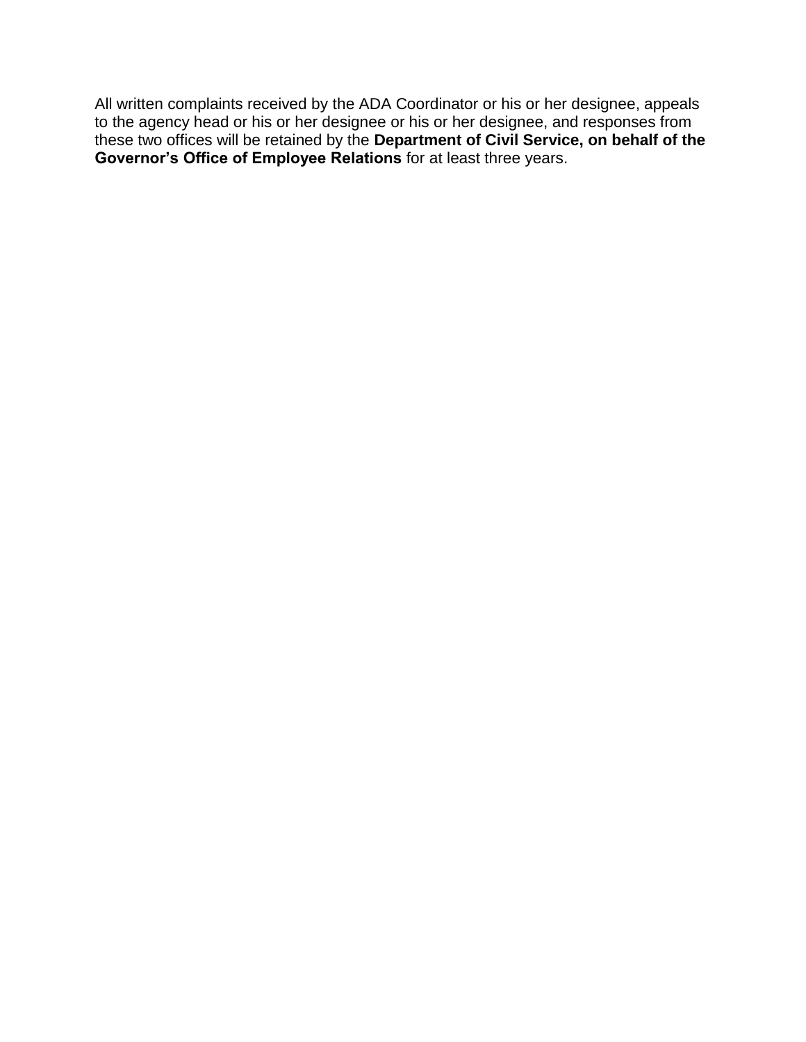All written complaints received by the ADA Coordinator or his or her designee, appeals to the agency head or his or her designee or his or her designee, and responses from these two offices will be retained by the **Department of Civil Service, on behalf of the Governor's Office of Employee Relations** for at least three years.